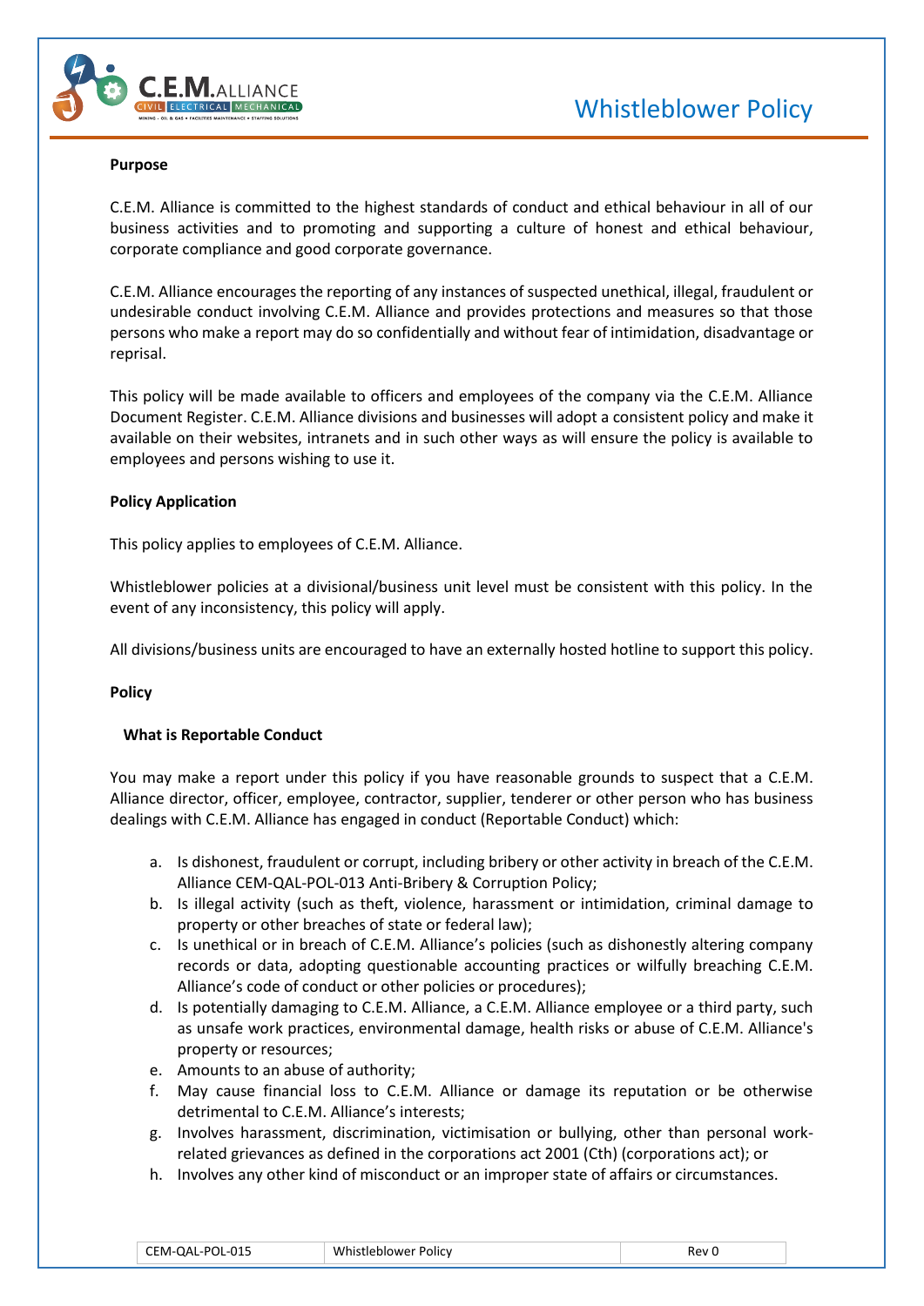# Whistleblower Policy

**Purpose**

C.E.M. Alliance is committed to the highest standards of conduct and ethical behaviour in all of our business activities and to promoting and supporting a culture of honest and ethical behaviour, corporate compliance and good corporate governance.

C.E.M. Alliance encourages the reporting of any instances of suspected unethical, illegal, fraudulent or undesirable conduct involving C.E.M. Alliance and provides protections and measures so that those persons who make a report may do so confidentially and without fear of intimidation, disadvantage or reprisal.

This policy will be made available to officers and employees of the company via the C.E.M. Alliance Document Register. C.E.M. Alliance divisions and businesses will adopt a consistent policy and make it available on their websites, intranets and in such other ways as will ensure the policy is available to employees and persons wishing to use it.

**Policy Application**

This policy applies to employees of C.E.M. Alliance.

Whistleblower policies at a divisional/business unit level must be consistent with this policy. In the event of any inconsistency, this policy will apply.

All divisions/business units are encouraged to have an externally hosted hotline to support this policy.

**Policy**

**What is Reportable Conduct**

You may make a report under this policy if you have reasonable grounds to suspect that a C.E.M. Alliance director, officer, employee, contractor, supplier, tenderer or other person who has business dealings with C.E.M. Alliance has engaged in conduct (Reportable Conduct) which:

a. Is dishonest, fraudulent or corrupt, including bribery or other activity in breach of the C.E.M. Alliance CEM-QAL-POL-013 Anti-Bribery & Corruption Policy;
b. Is illegal activity (such as theft, violence, harassment or intimidation, criminal damage to property or other breaches of state or federal law);
c. Is unethical or in breach of C.E.M. Alliance's policies (such as dishonestly altering company records or data, adopting questionable accounting practices or wilfully breaching C.E.M. Alliance's code of conduct or other policies or procedures);
d. Is potentially damaging to C.E.M. Alliance, a C.E.M. Alliance employee or a third party, such as unsafe work practices, environmental damage, health risks or abuse of C.E.M. Alliance's property or resources;
e. Amounts to an abuse of authority;
f. May cause financial loss to C.E.M. Alliance or damage its reputation or be otherwise detrimental to C.E.M. Alliance's interests;
g. Involves harassment, discrimination, victimisation or bullying, other than personal work-related grievances as defined in the corporations act 2001 (Cth) (corporations act); or
h. Involves any other kind of misconduct or an improper state of affairs or circumstances.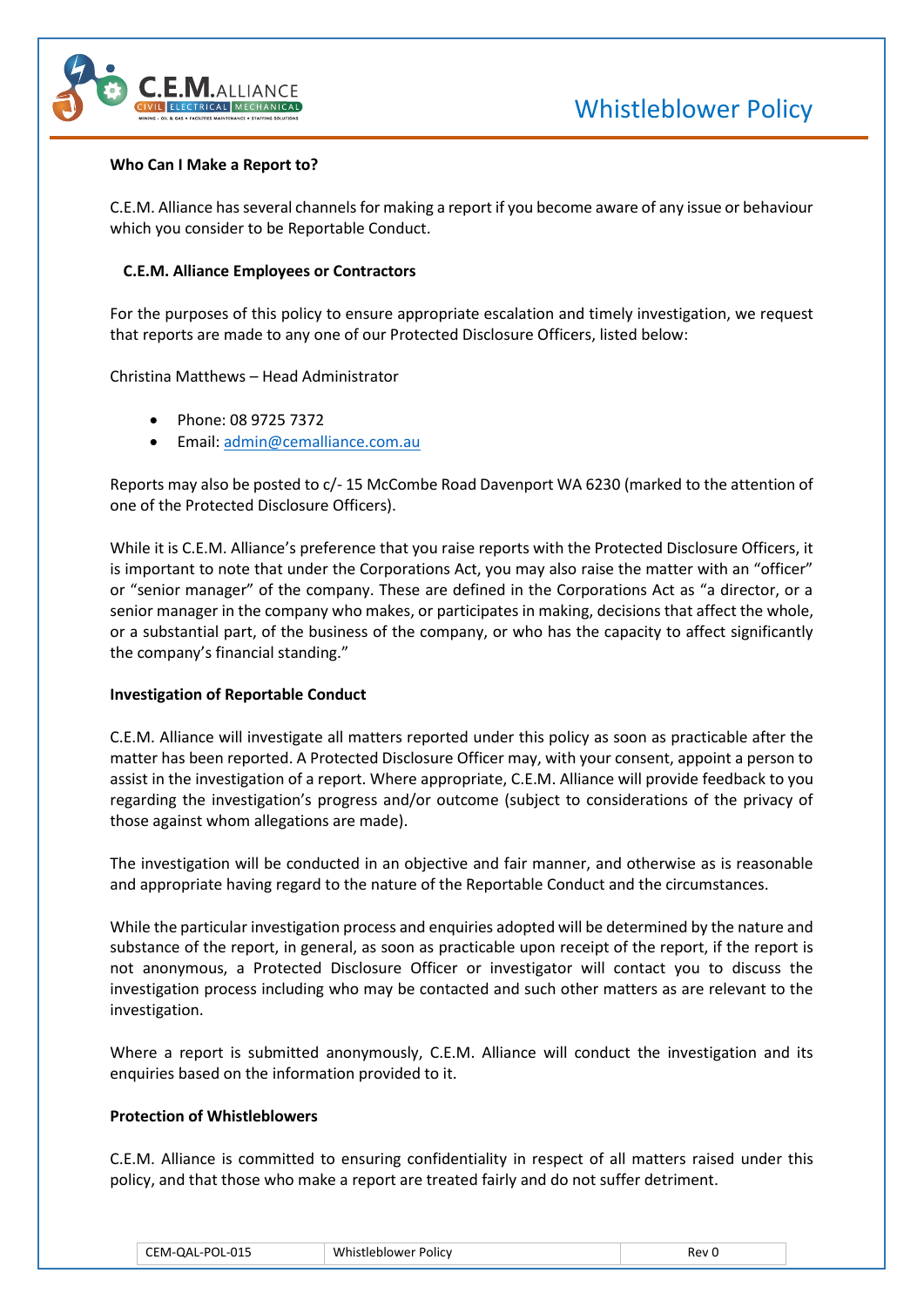### Who Can I Make a Report to?

C.E.M. Alliance has several channels for making a report if you become aware of any issue or behaviour which you consider to be Reportable Conduct.

#### C.E.M. Alliance Employees or Contractors

For the purposes of this policy to ensure appropriate escalation and timely investigation, we request that reports are made to any one of our Protected Disclosure Officers, listed below:

Christina Matthews – Head Administrator

- Phone: 08 9725 7372
- Email: admin@cemalliance.com.au

Reports may also be posted to c/- 15 McCombe Road Davenport WA 6230 (marked to the attention of one of the Protected Disclosure Officers).

While it is C.E.M. Alliance's preference that you raise reports with the Protected Disclosure Officers, it is important to note that under the Corporations Act, you may also raise the matter with an "officer" or "senior manager" of the company. These are defined in the Corporations Act as "a director, or a senior manager in the company who makes, or participates in making, decisions that affect the whole, or a substantial part, of the business of the company, or who has the capacity to affect significantly the company's financial standing."

### Investigation of Reportable Conduct

C.E.M. Alliance will investigate all matters reported under this policy as soon as practicable after the matter has been reported. A Protected Disclosure Officer may, with your consent, appoint a person to assist in the investigation of a report. Where appropriate, C.E.M. Alliance will provide feedback to you regarding the investigation's progress and/or outcome (subject to considerations of the privacy of those against whom allegations are made).

The investigation will be conducted in an objective and fair manner, and otherwise as is reasonable and appropriate having regard to the nature of the Reportable Conduct and the circumstances.

While the particular investigation process and enquiries adopted will be determined by the nature and substance of the report, in general, as soon as practicable upon receipt of the report, if the report is not anonymous, a Protected Disclosure Officer or investigator will contact you to discuss the investigation process including who may be contacted and such other matters as are relevant to the investigation.

Where a report is submitted anonymously, C.E.M. Alliance will conduct the investigation and its enquiries based on the information provided to it.

### Protection of Whistleblowers

C.E.M. Alliance is committed to ensuring confidentiality in respect of all matters raised under this policy, and that those who make a report are treated fairly and do not suffer detriment.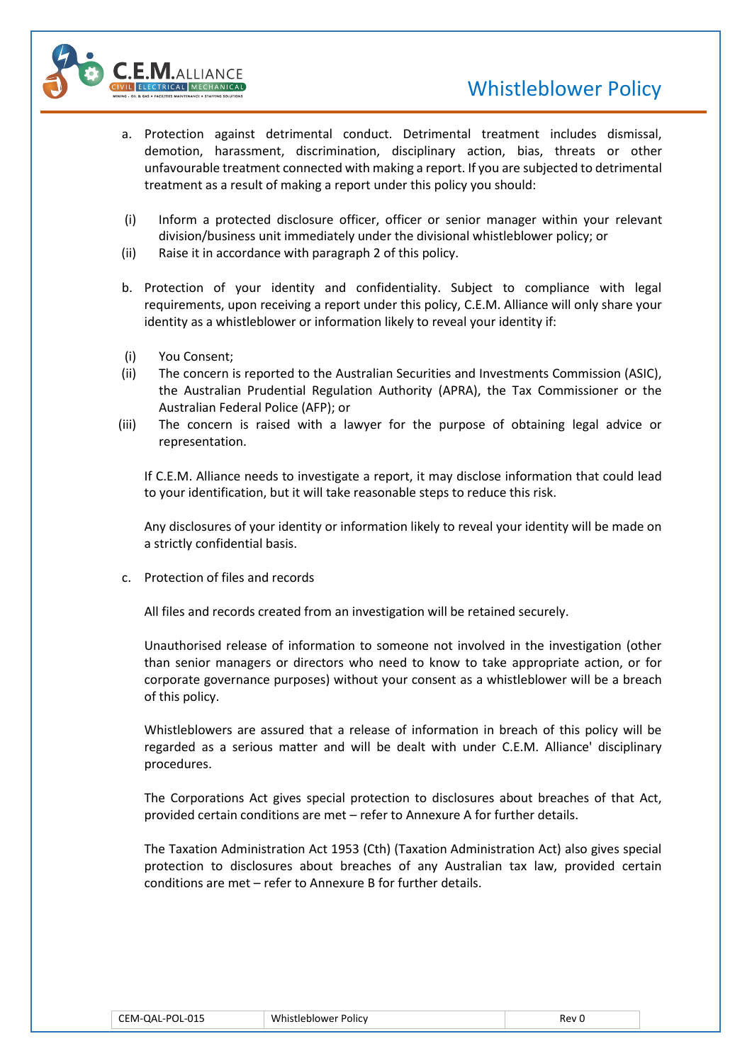a. Protection against detrimental conduct. Detrimental treatment includes dismissal, demotion, harassment, discrimination, disciplinary action, bias, threats or other unfavourable treatment connected with making a report. If you are subjected to detrimental treatment as a result of making a report under this policy you should:

   (i) Inform a protected disclosure officer, officer or senior manager within your relevant division/business unit immediately under the divisional whistleblower policy; or
   (ii) Raise it in accordance with paragraph 2 of this policy.

b. Protection of your identity and confidentiality. Subject to compliance with legal requirements, upon receiving a report under this policy, C.E.M. Alliance will only share your identity as a whistleblower or information likely to reveal your identity if:

   (i) You Consent;
   (ii) The concern is reported to the Australian Securities and Investments Commission (ASIC), the Australian Prudential Regulation Authority (APRA), the Tax Commissioner or the Australian Federal Police (AFP); or
   (iii) The concern is raised with a lawyer for the purpose of obtaining legal advice or representation.

   If C.E.M. Alliance needs to investigate a report, it may disclose information that could lead to your identification, but it will take reasonable steps to reduce this risk.

   Any disclosures of your identity or information likely to reveal your identity will be made on a strictly confidential basis.

c. Protection of files and records

   All files and records created from an investigation will be retained securely.

   Unauthorised release of information to someone not involved in the investigation (other than senior managers or directors who need to know to take appropriate action, or for corporate governance purposes) without your consent as a whistleblower will be a breach of this policy.

   Whistleblowers are assured that a release of information in breach of this policy will be regarded as a serious matter and will be dealt with under C.E.M. Alliance' disciplinary procedures.

   The Corporations Act gives special protection to disclosures about breaches of that Act, provided certain conditions are met – refer to Annexure A for further details.

   The Taxation Administration Act 1953 (Cth) (Taxation Administration Act) also gives special protection to disclosures about breaches of any Australian tax law, provided certain conditions are met – refer to Annexure B for further details.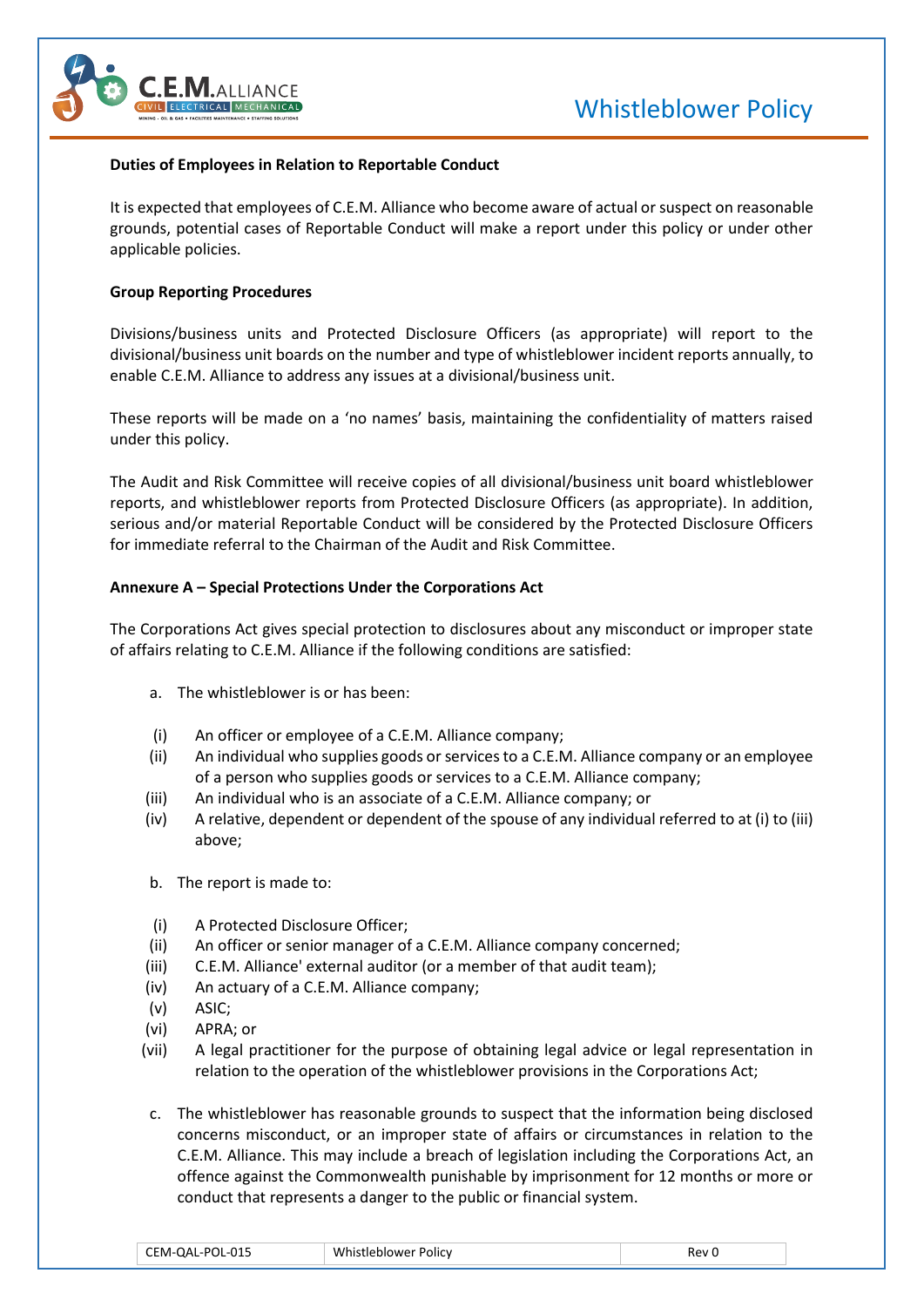**Duties of Employees in Relation to Reportable Conduct**

It is expected that employees of C.E.M. Alliance who become aware of actual or suspect on reasonable grounds, potential cases of Reportable Conduct will make a report under this policy or under other applicable policies.

**Group Reporting Procedures**

Divisions/business units and Protected Disclosure Officers (as appropriate) will report to the divisional/business unit boards on the number and type of whistleblower incident reports annually, to enable C.E.M. Alliance to address any issues at a divisional/business unit.

These reports will be made on a 'no names' basis, maintaining the confidentiality of matters raised under this policy.

The Audit and Risk Committee will receive copies of all divisional/business unit board whistleblower reports, and whistleblower reports from Protected Disclosure Officers (as appropriate). In addition, serious and/or material Reportable Conduct will be considered by the Protected Disclosure Officers for immediate referral to the Chairman of the Audit and Risk Committee.

**Annexure A – Special Protections Under the Corporations Act**

The Corporations Act gives special protection to disclosures about any misconduct or improper state of affairs relating to C.E.M. Alliance if the following conditions are satisfied:

a. The whistleblower is or has been:

(i) An officer or employee of a C.E.M. Alliance company;
(ii) An individual who supplies goods or services to a C.E.M. Alliance company or an employee of a person who supplies goods or services to a C.E.M. Alliance company;
(iii) An individual who is an associate of a C.E.M. Alliance company; or
(iv) A relative, dependent or dependent of the spouse of any individual referred to at (i) to (iii) above;

b. The report is made to:

(i) A Protected Disclosure Officer;
(ii) An officer or senior manager of a C.E.M. Alliance company concerned;
(iii) C.E.M. Alliance' external auditor (or a member of that audit team);
(iv) An actuary of a C.E.M. Alliance company;
(v) ASIC;
(vi) APRA; or
(vii) A legal practitioner for the purpose of obtaining legal advice or legal representation in relation to the operation of the whistleblower provisions in the Corporations Act;

c. The whistleblower has reasonable grounds to suspect that the information being disclosed concerns misconduct, or an improper state of affairs or circumstances in relation to the C.E.M. Alliance. This may include a breach of legislation including the Corporations Act, an offence against the Commonwealth punishable by imprisonment for 12 months or more or conduct that represents a danger to the public or financial system.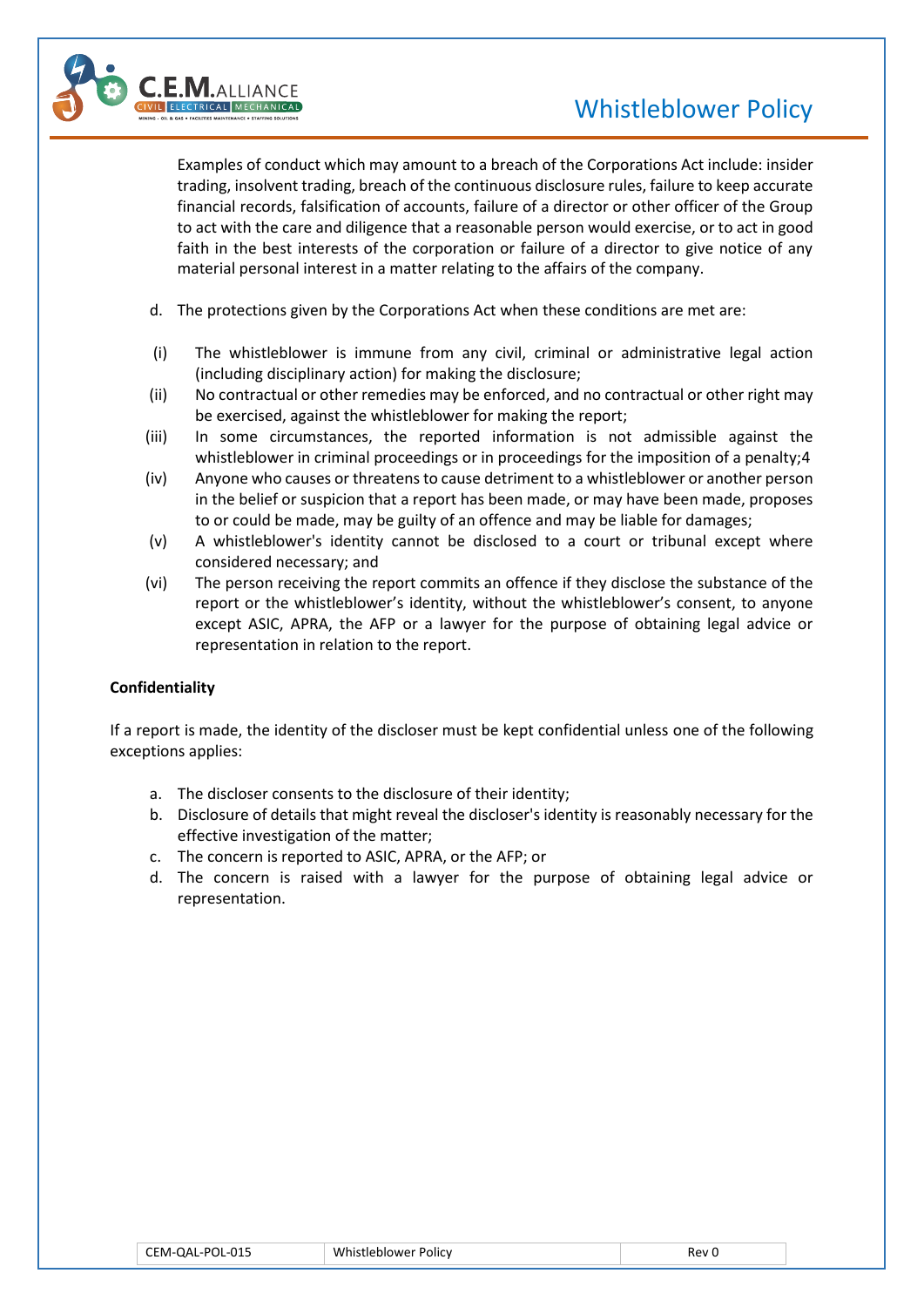Examples of conduct which may amount to a breach of the Corporations Act include: insider trading, insolvent trading, breach of the continuous disclosure rules, failure to keep accurate financial records, falsification of accounts, failure of a director or other officer of the Group to act with the care and diligence that a reasonable person would exercise, or to act in good faith in the best interests of the corporation or failure of a director to give notice of any material personal interest in a matter relating to the affairs of the company.

d. The protections given by the Corporations Act when these conditions are met are:

(i) The whistleblower is immune from any civil, criminal or administrative legal action (including disciplinary action) for making the disclosure;

(ii) No contractual or other remedies may be enforced, and no contractual or other right may be exercised, against the whistleblower for making the report;

(iii) In some circumstances, the reported information is not admissible against the whistleblower in criminal proceedings or in proceedings for the imposition of a penalty;4

(iv) Anyone who causes or threatens to cause detriment to a whistleblower or another person in the belief or suspicion that a report has been made, or may have been made, proposes to or could be made, may be guilty of an offence and may be liable for damages;

(v) A whistleblower's identity cannot be disclosed to a court or tribunal except where considered necessary; and

(vi) The person receiving the report commits an offence if they disclose the substance of the report or the whistleblower's identity, without the whistleblower's consent, to anyone except ASIC, APRA, the AFP or a lawyer for the purpose of obtaining legal advice or representation in relation to the report.

**Confidentiality**

If a report is made, the identity of the discloser must be kept confidential unless one of the following exceptions applies:

a. The discloser consents to the disclosure of their identity;
b. Disclosure of details that might reveal the discloser's identity is reasonably necessary for the effective investigation of the matter;
c. The concern is reported to ASIC, APRA, or the AFP; or
d. The concern is raised with a lawyer for the purpose of obtaining legal advice or representation.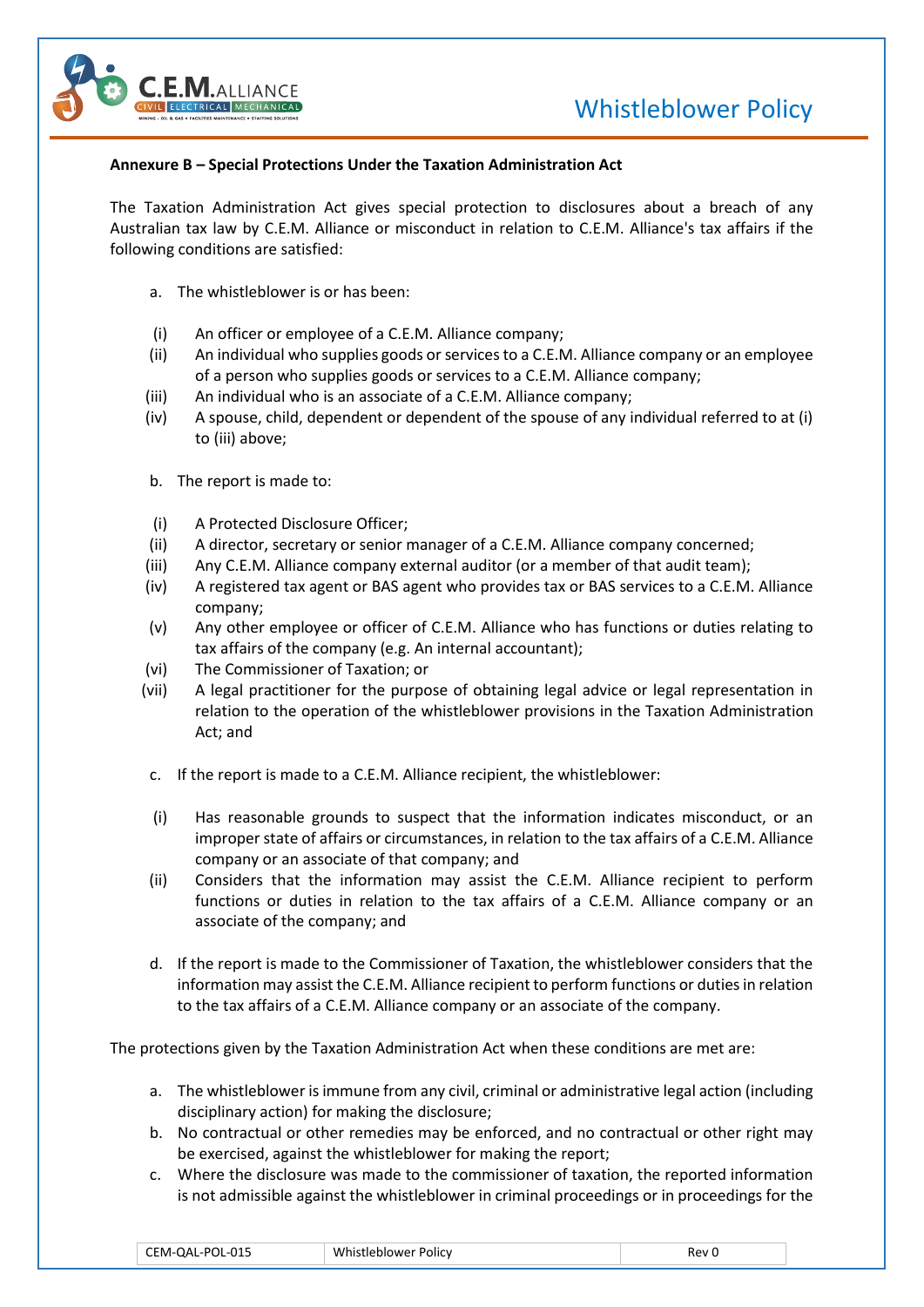**Annexure B – Special Protections Under the Taxation Administration Act**

The Taxation Administration Act gives special protection to disclosures about a breach of any Australian tax law by C.E.M. Alliance or misconduct in relation to C.E.M. Alliance's tax affairs if the following conditions are satisfied:

a. The whistleblower is or has been:

(i) An officer or employee of a C.E.M. Alliance company;

(ii) An individual who supplies goods or services to a C.E.M. Alliance company or an employee of a person who supplies goods or services to a C.E.M. Alliance company;

(iii) An individual who is an associate of a C.E.M. Alliance company;

(iv) A spouse, child, dependent or dependent of the spouse of any individual referred to at (i) to (iii) above;

b. The report is made to:

(i) A Protected Disclosure Officer;

(ii) A director, secretary or senior manager of a C.E.M. Alliance company concerned;

(iii) Any C.E.M. Alliance company external auditor (or a member of that audit team);

(iv) A registered tax agent or BAS agent who provides tax or BAS services to a C.E.M. Alliance company;

(v) Any other employee or officer of C.E.M. Alliance who has functions or duties relating to tax affairs of the company (e.g. An internal accountant);

(vi) The Commissioner of Taxation; or

(vii) A legal practitioner for the purpose of obtaining legal advice or legal representation in relation to the operation of the whistleblower provisions in the Taxation Administration Act; and

c. If the report is made to a C.E.M. Alliance recipient, the whistleblower:

(i) Has reasonable grounds to suspect that the information indicates misconduct, or an improper state of affairs or circumstances, in relation to the tax affairs of a C.E.M. Alliance company or an associate of that company; and

(ii) Considers that the information may assist the C.E.M. Alliance recipient to perform functions or duties in relation to the tax affairs of a C.E.M. Alliance company or an associate of the company; and

d. If the report is made to the Commissioner of Taxation, the whistleblower considers that the information may assist the C.E.M. Alliance recipient to perform functions or duties in relation to the tax affairs of a C.E.M. Alliance company or an associate of the company.

The protections given by the Taxation Administration Act when these conditions are met are:

a. The whistleblower is immune from any civil, criminal or administrative legal action (including disciplinary action) for making the disclosure;

b. No contractual or other remedies may be enforced, and no contractual or other right may be exercised, against the whistleblower for making the report;

c. Where the disclosure was made to the commissioner of taxation, the reported information is not admissible against the whistleblower in criminal proceedings or in proceedings for the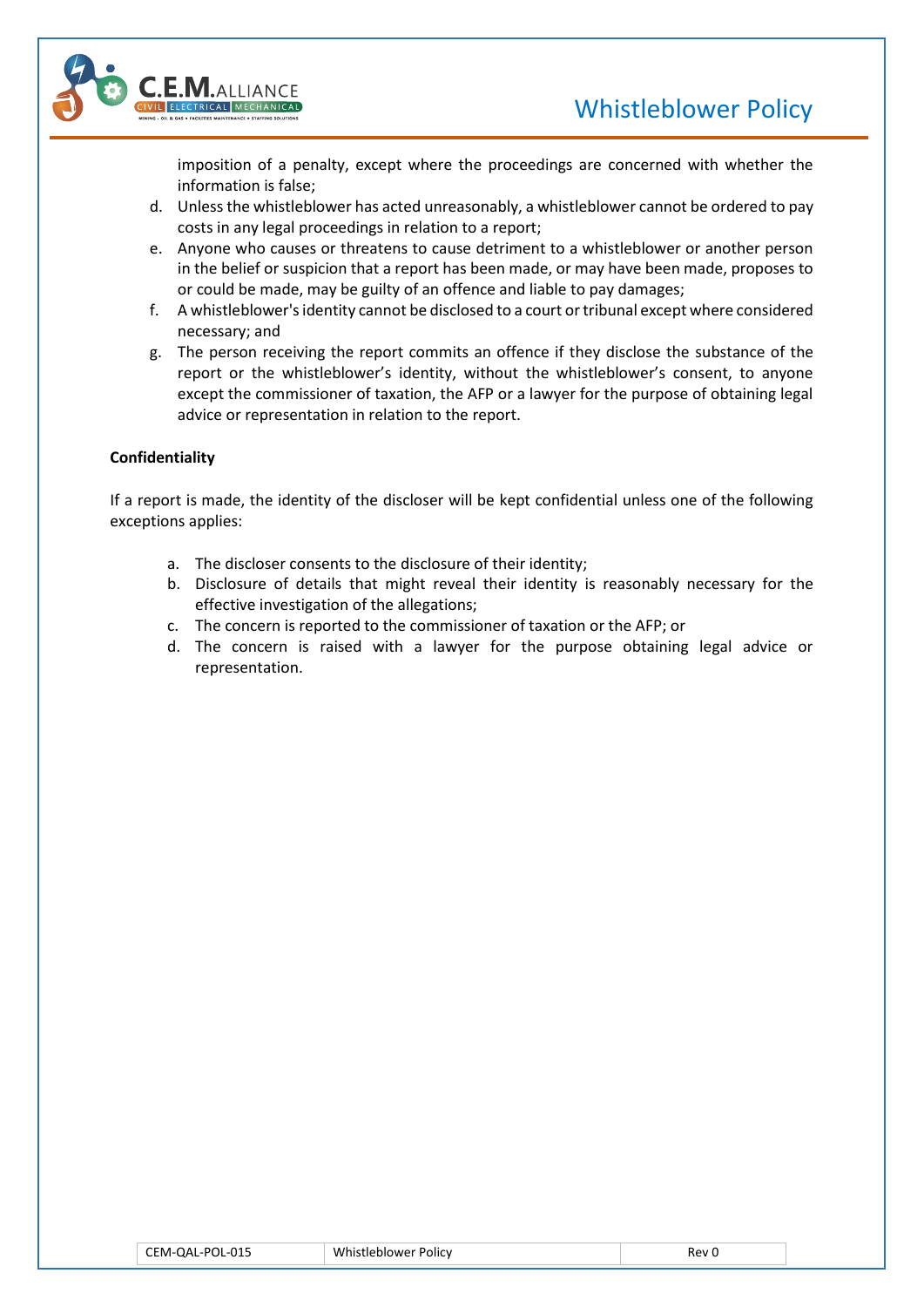imposition of a penalty, except where the proceedings are concerned with whether the information is false;

d. Unless the whistleblower has acted unreasonably, a whistleblower cannot be ordered to pay costs in any legal proceedings in relation to a report;
e. Anyone who causes or threatens to cause detriment to a whistleblower or another person in the belief or suspicion that a report has been made, or may have been made, proposes to or could be made, may be guilty of an offence and liable to pay damages;
f. A whistleblower's identity cannot be disclosed to a court or tribunal except where considered necessary; and
g. The person receiving the report commits an offence if they disclose the substance of the report or the whistleblower's identity, without the whistleblower's consent, to anyone except the commissioner of taxation, the AFP or a lawyer for the purpose of obtaining legal advice or representation in relation to the report.

**Confidentiality**

If a report is made, the identity of the discloser will be kept confidential unless one of the following exceptions applies:

a. The discloser consents to the disclosure of their identity;
b. Disclosure of details that might reveal their identity is reasonably necessary for the effective investigation of the allegations;
c. The concern is reported to the commissioner of taxation or the AFP; or
d. The concern is raised with a lawyer for the purpose obtaining legal advice or representation.